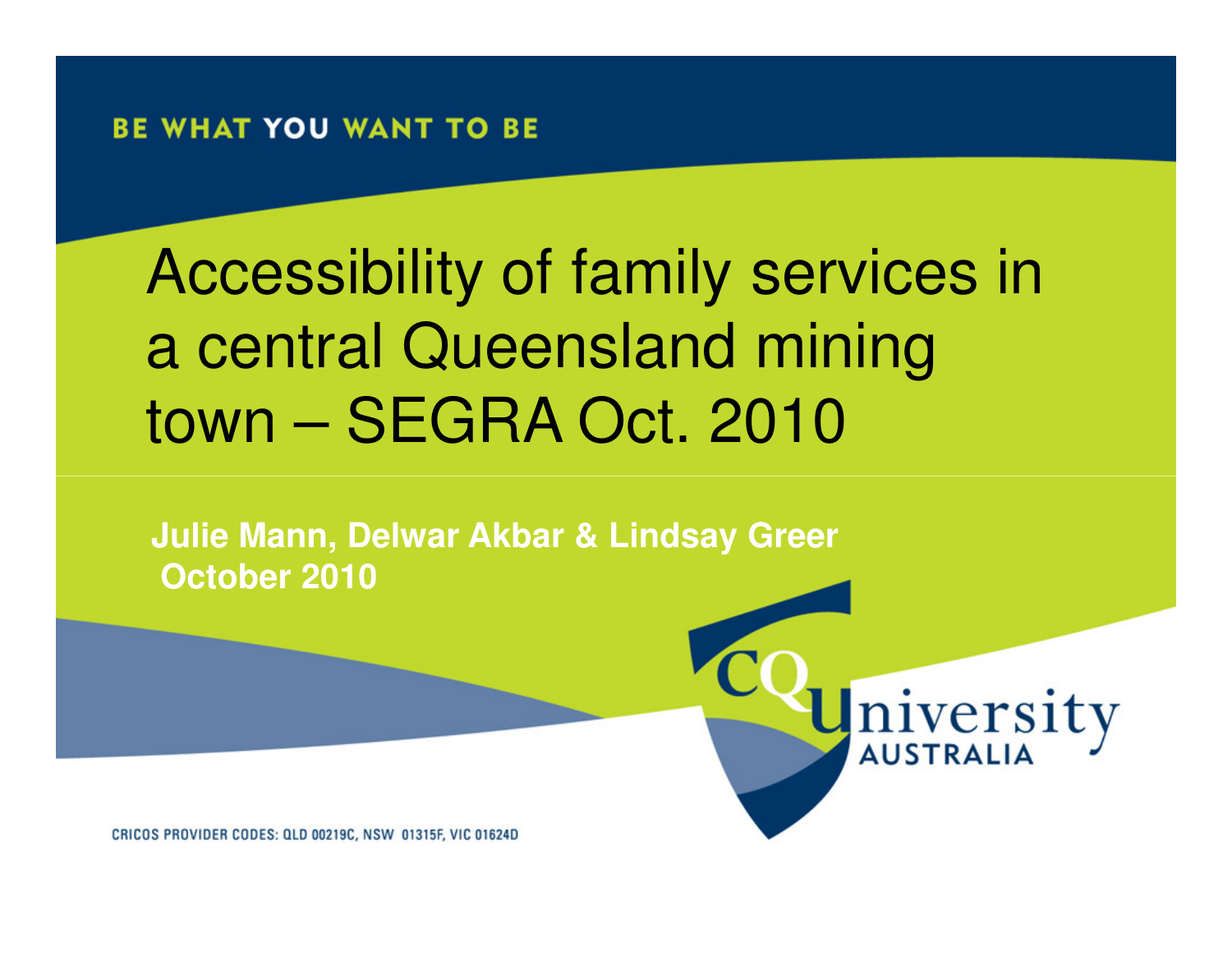BE WHAT YOU WANT TO BE

# Accessibility of family services in a central Queensland mining town – SEGRA Oct. 2010

**Julie Mann, Delwar Akbar & Lindsay Greer**
**October 2010**

CQUniversity AUSTRALIA

CRICOS PROVIDER CODES: QLD 00219C, NSW 01315F, VIC 01624D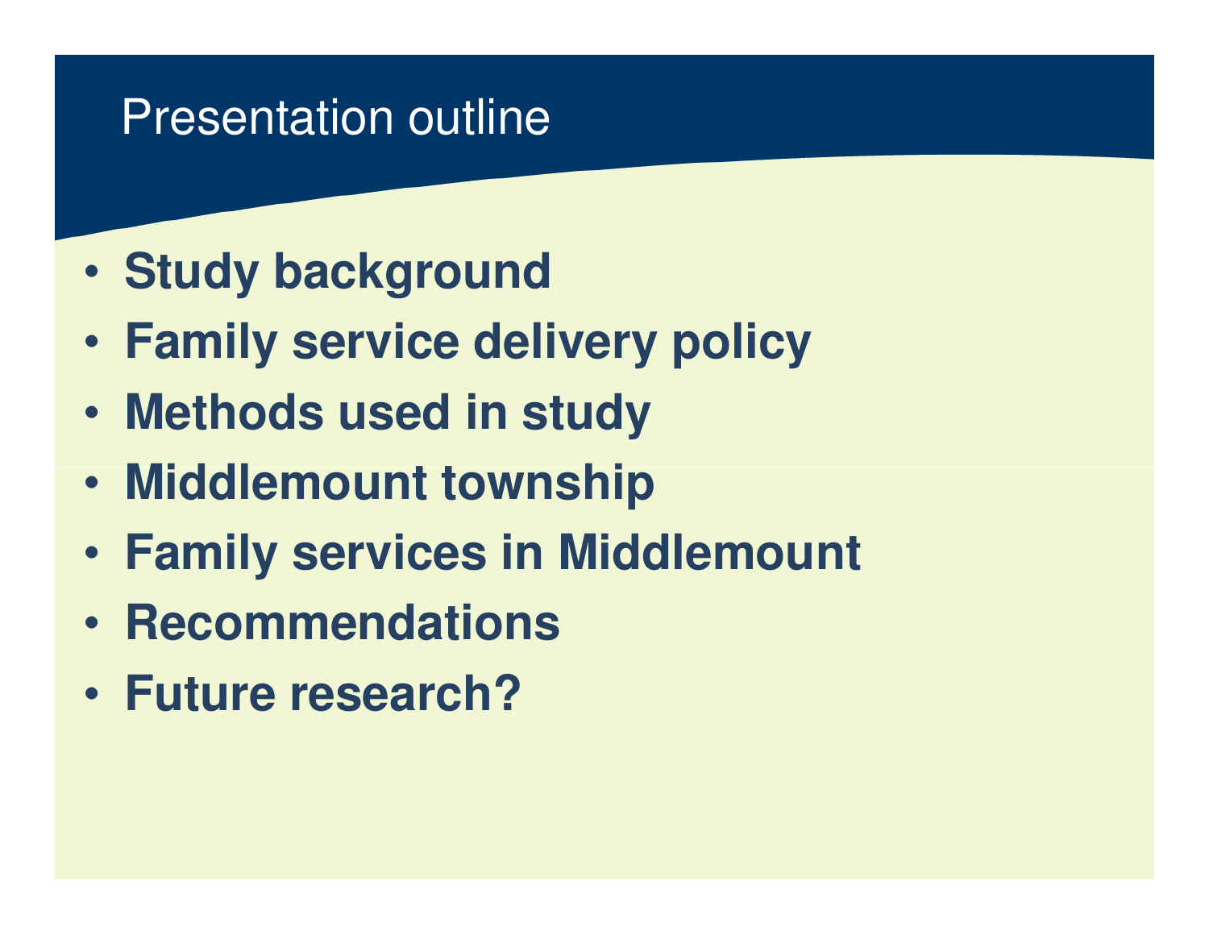# Presentation outline

- **Study background**
- **Family service delivery policy**
- **Methods used in study**
- **Middlemount township**
- **Family services in Middlemount**
- **Recommendations**
- **Future research?**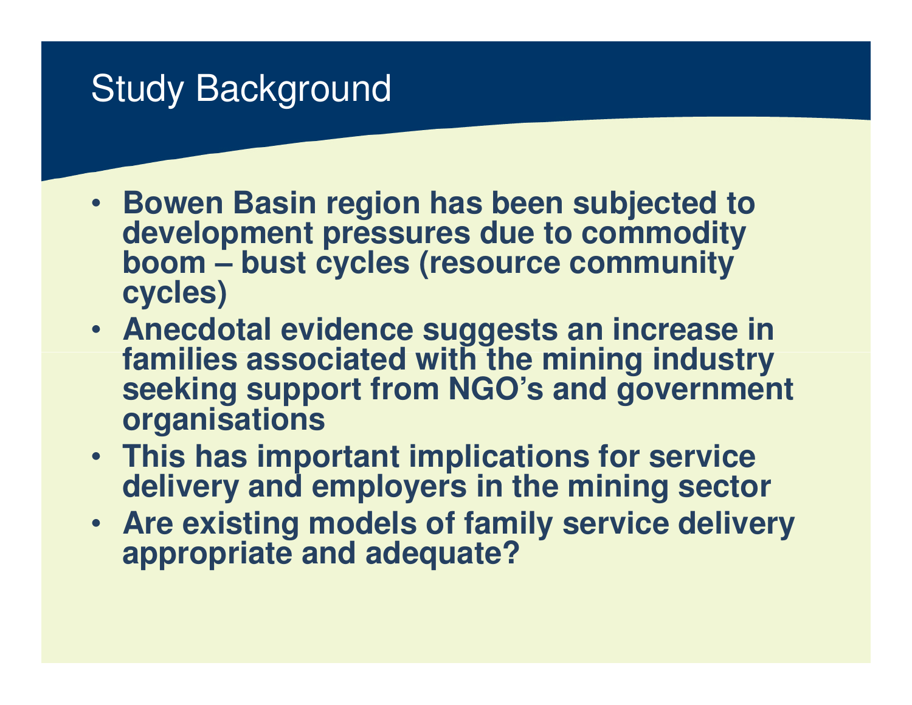# Study Background

- **Bowen Basin region has been subjected to development pressures due to commodity boom – bust cycles (resource community cycles)**
- **Anecdotal evidence suggests an increase in families associated with the mining industry seeking support from NGO's and government organisations**
- **This has important implications for service delivery and employers in the mining sector**
- **Are existing models of family service delivery appropriate and adequate?**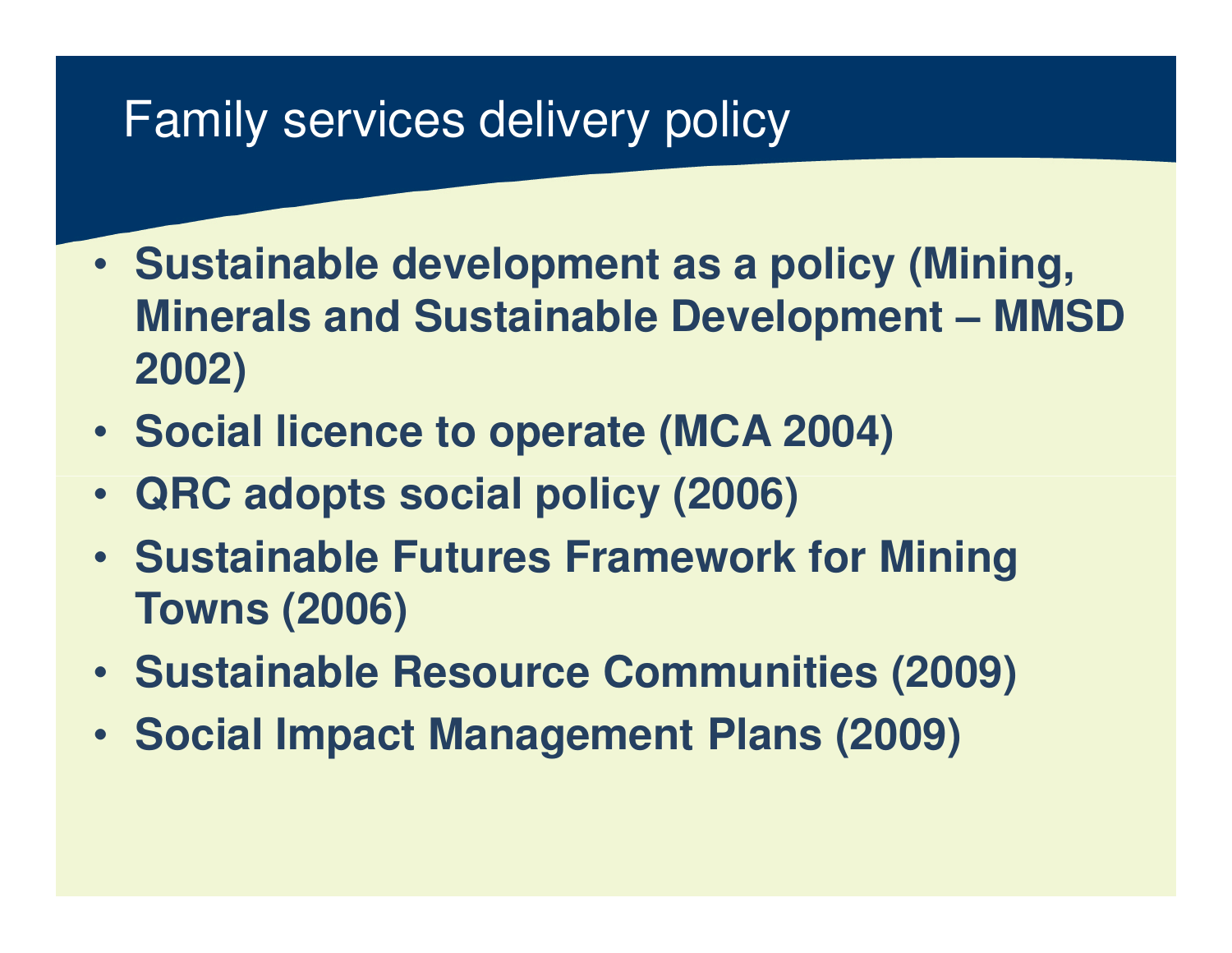# Family services delivery policy

- **Sustainable development as a policy (Mining, Minerals and Sustainable Development – MMSD 2002)**
- **Social licence to operate (MCA 2004)**
- **QRC adopts social policy (2006)**
- **Sustainable Futures Framework for Mining Towns (2006)**
- **Sustainable Resource Communities (2009)**
- **Social Impact Management Plans (2009)**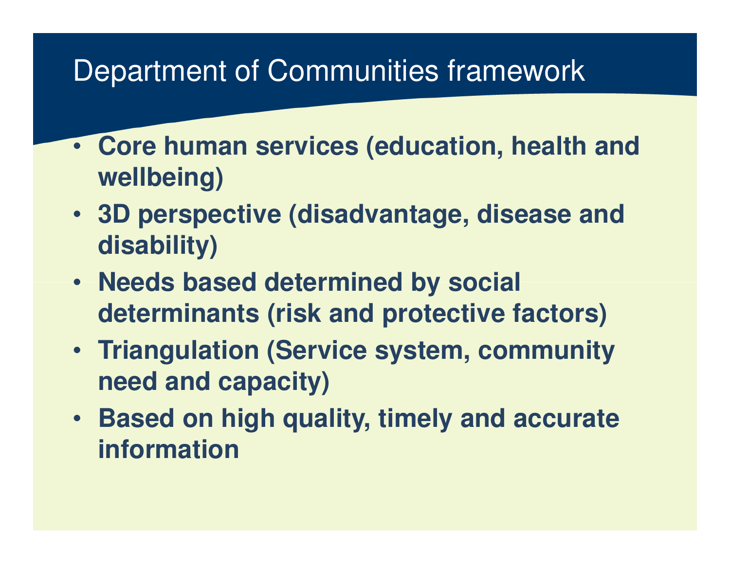# Department of Communities framework

- **Core human services (education, health and wellbeing)**
- **3D perspective (disadvantage, disease and disability)**
- **Needs based determined by social determinants (risk and protective factors)**
- **Triangulation (Service system, community need and capacity)**
- **Based on high quality, timely and accurate information**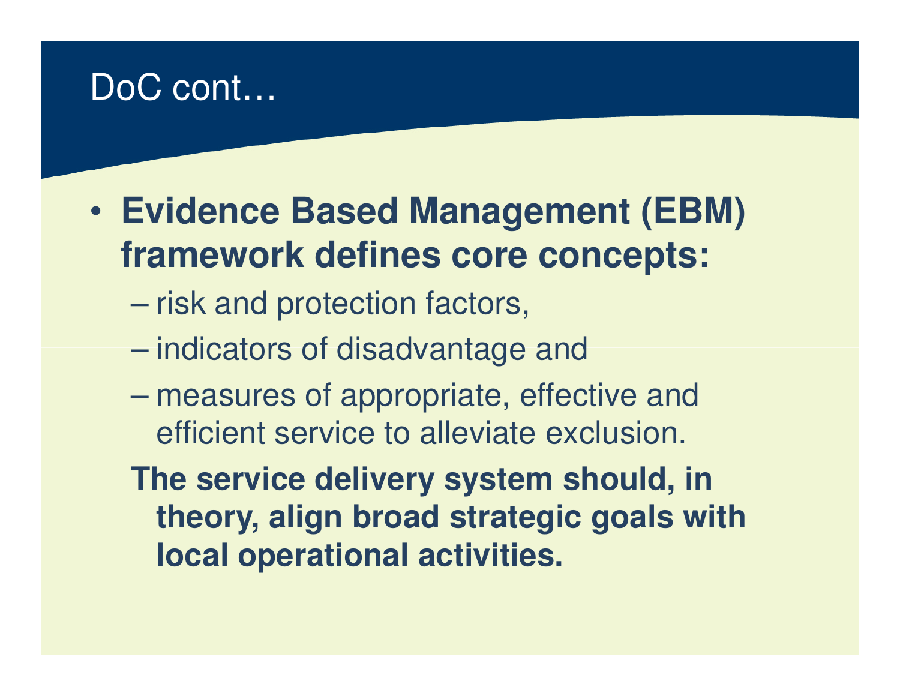# DoC cont…

- **Evidence Based Management (EBM) framework defines core concepts:**
  - risk and protection factors,
  - indicators of disadvantage and
  - measures of appropriate, effective and efficient service to alleviate exclusion.

  **The service delivery system should, in theory, align broad strategic goals with local operational activities.**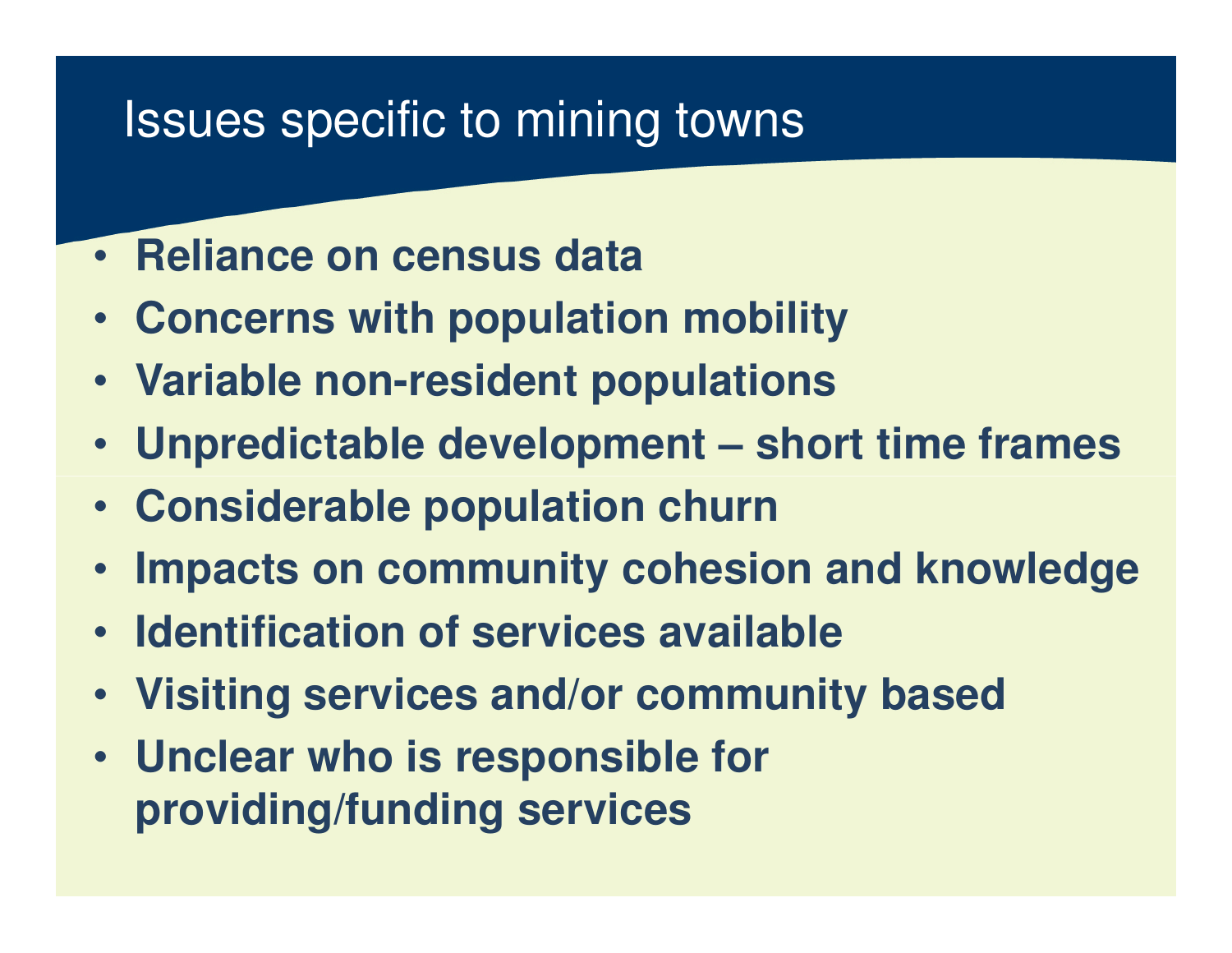# Issues specific to mining towns

- **Reliance on census data**
- **Concerns with population mobility**
- **Variable non-resident populations**
- **Unpredictable development – short time frames**
- **Considerable population churn**
- **Impacts on community cohesion and knowledge**
- **Identification of services available**
- **Visiting services and/or community based**
- **Unclear who is responsible for providing/funding services**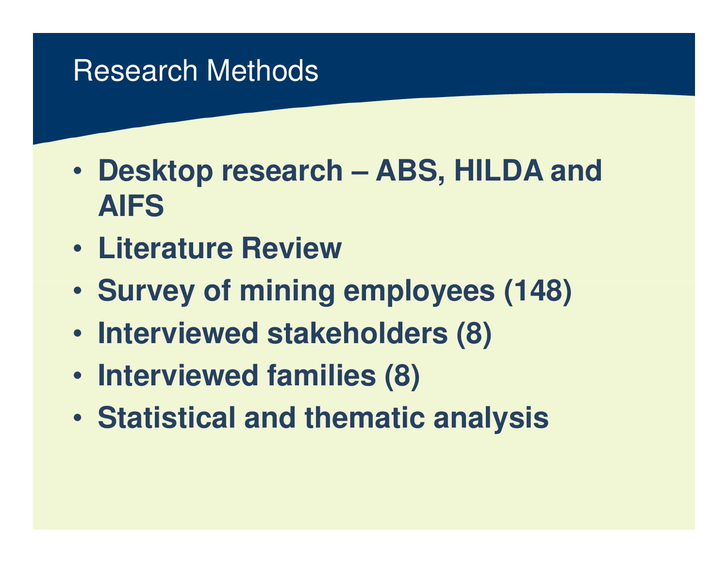# Research Methods

- **Desktop research – ABS, HILDA and AIFS**
- **Literature Review**
- **Survey of mining employees (148)**
- **Interviewed stakeholders (8)**
- **Interviewed families (8)**
- **Statistical and thematic analysis**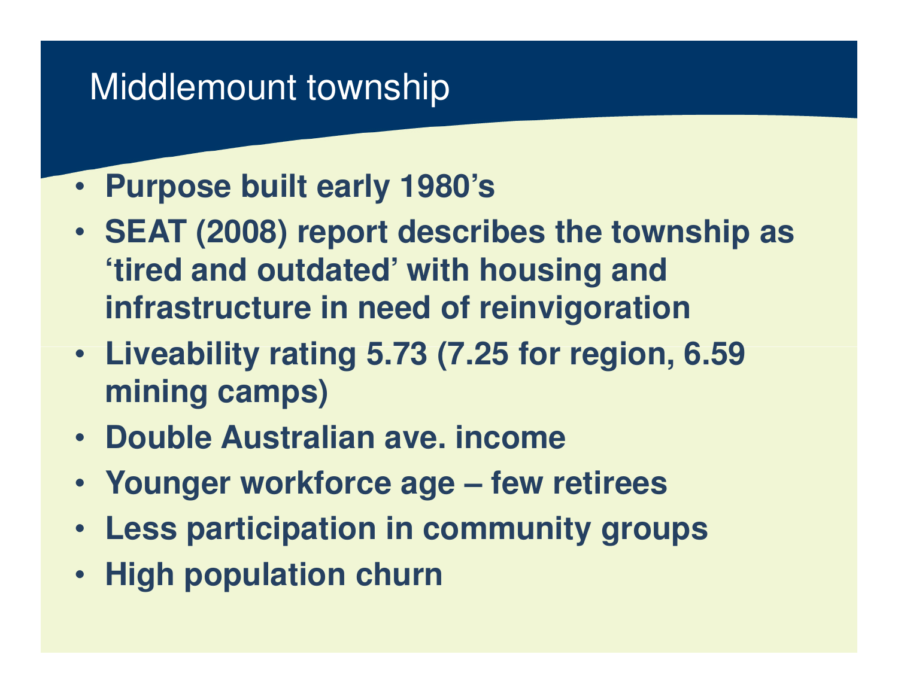# Middlemount township

- **Purpose built early 1980's**
- **SEAT (2008) report describes the township as 'tired and outdated' with housing and infrastructure in need of reinvigoration**
- **Liveability rating 5.73 (7.25 for region, 6.59 mining camps)**
- **Double Australian ave. income**
- **Younger workforce age – few retirees**
- **Less participation in community groups**
- **High population churn**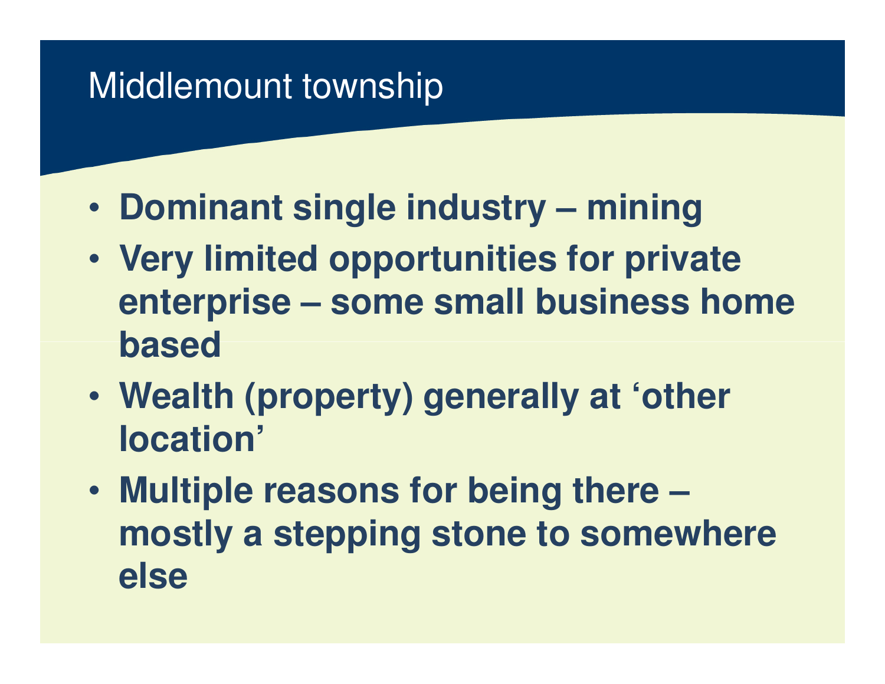# Middlemount township

- **Dominant single industry – mining**
- **Very limited opportunities for private enterprise – some small business home based**
- **Wealth (property) generally at 'other location'**
- **Multiple reasons for being there – mostly a stepping stone to somewhere else**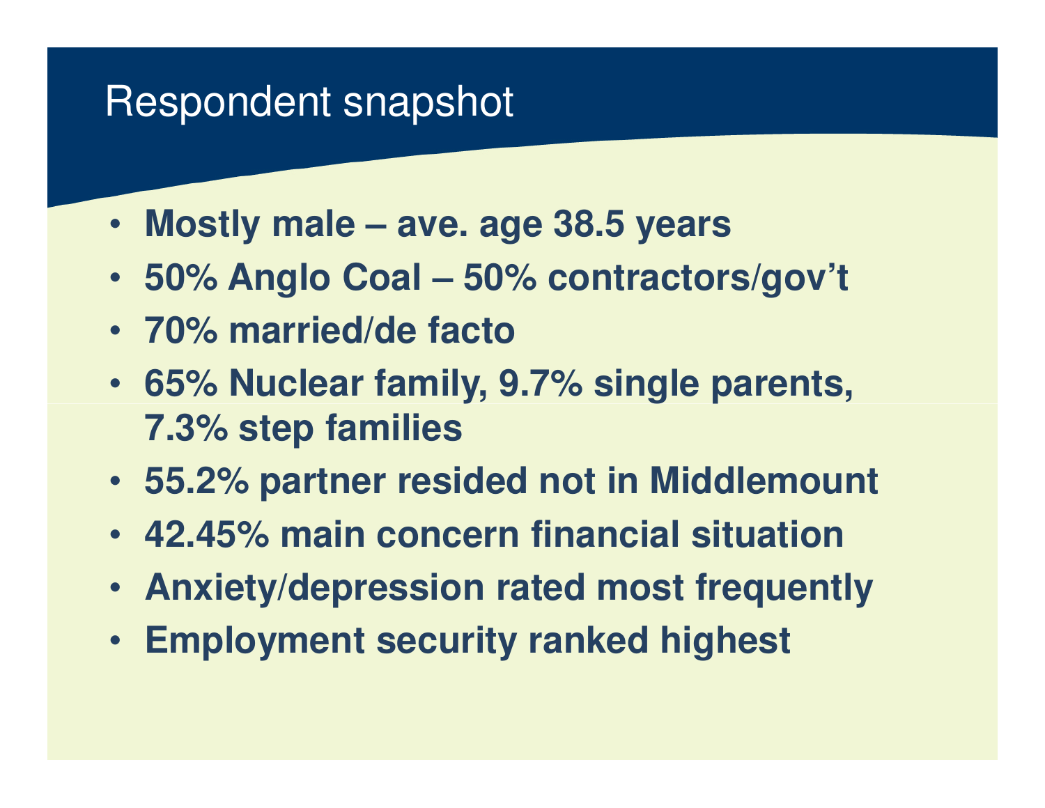# Respondent snapshot

- **Mostly male – ave. age 38.5 years**
- **50% Anglo Coal – 50% contractors/gov't**
- **70% married/de facto**
- **65% Nuclear family, 9.7% single parents, 7.3% step families**
- **55.2% partner resided not in Middlemount**
- **42.45% main concern financial situation**
- **Anxiety/depression rated most frequently**
- **Employment security ranked highest**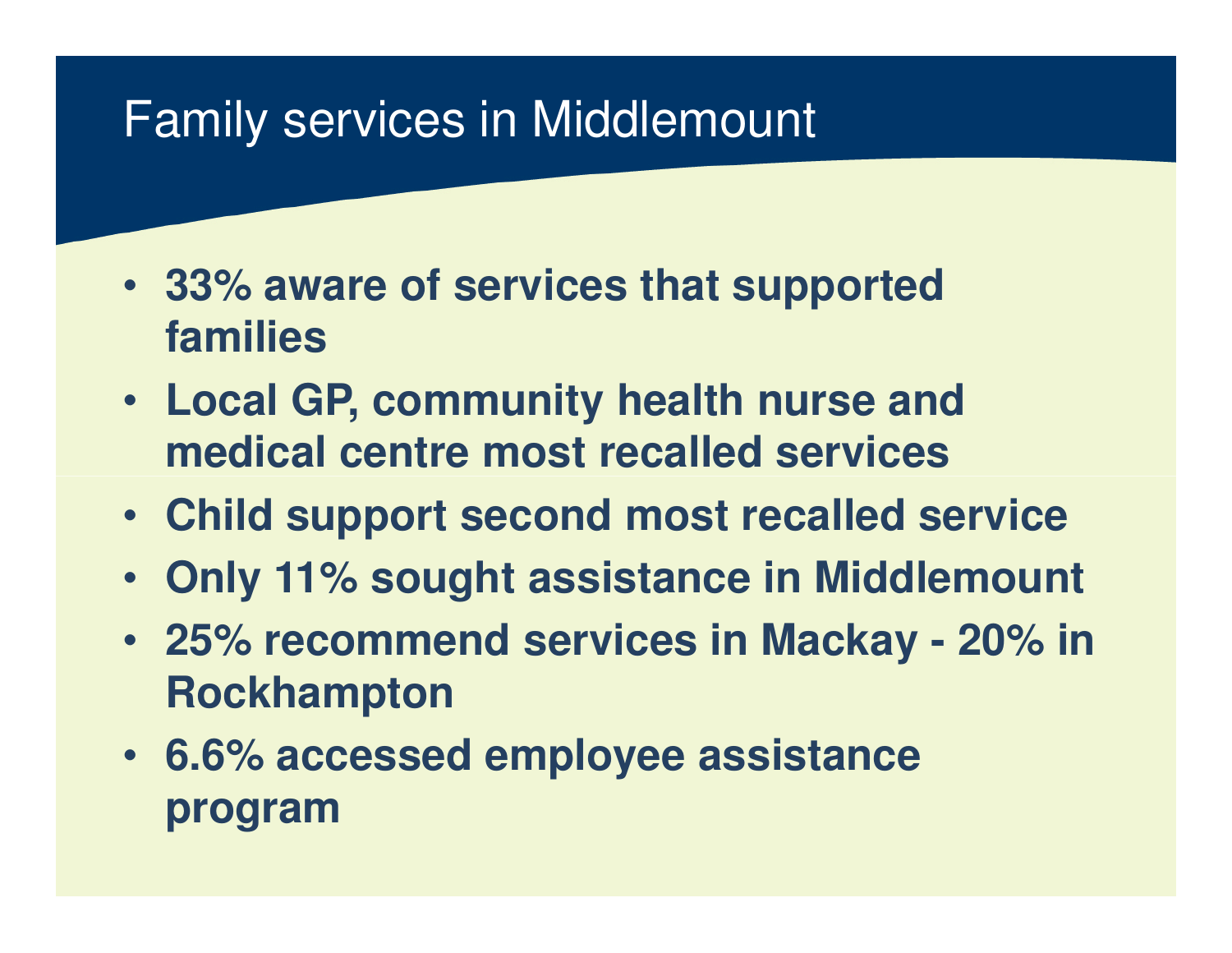# Family services in Middlemount

- **33% aware of services that supported families**
- **Local GP, community health nurse and medical centre most recalled services**
- **Child support second most recalled service**
- **Only 11% sought assistance in Middlemount**
- **25% recommend services in Mackay - 20% in Rockhampton**
- **6.6% accessed employee assistance program**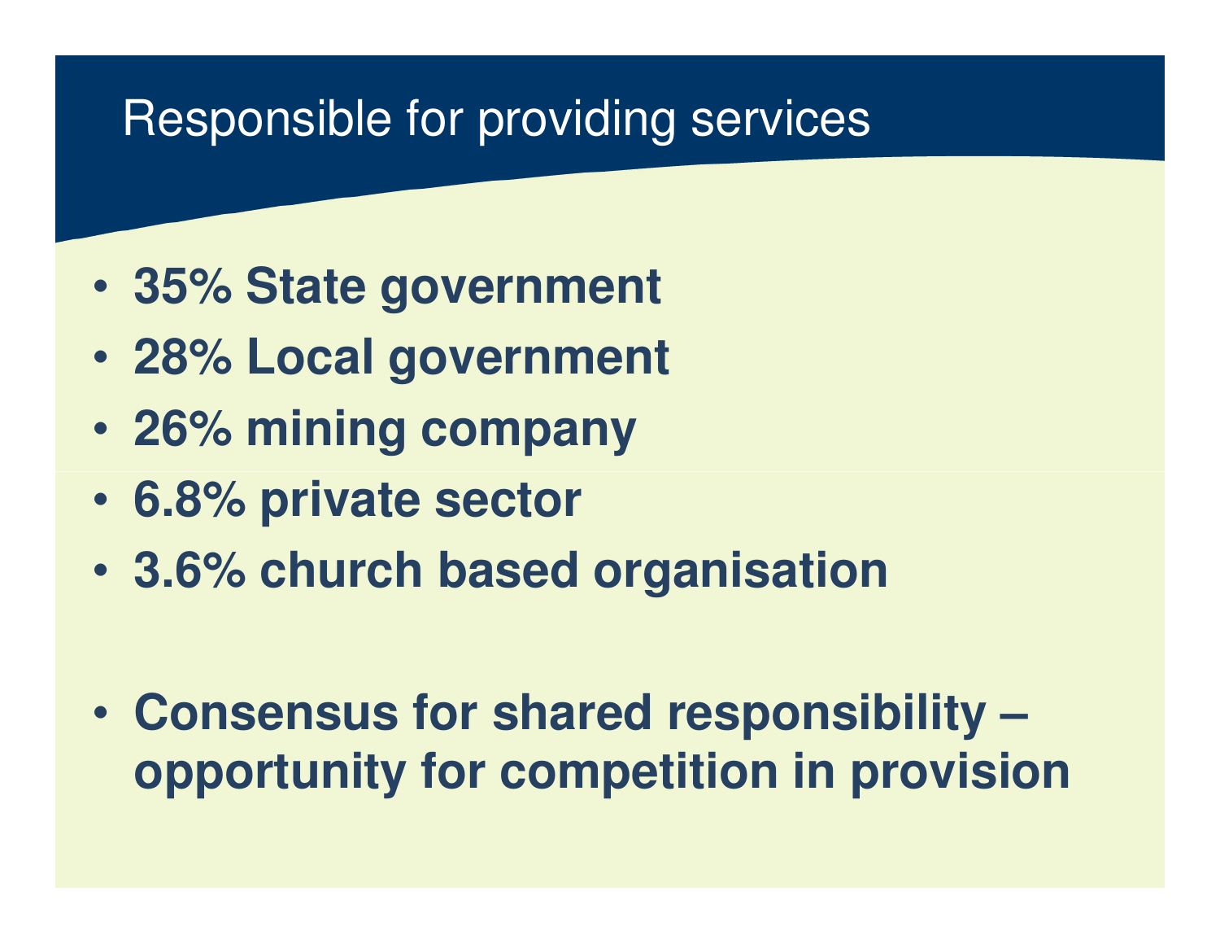# Responsible for providing services

- **35% State government**
- **28% Local government**
- **26% mining company**
- **6.8% private sector**
- **3.6% church based organisation**

- **Consensus for shared responsibility – opportunity for competition in provision**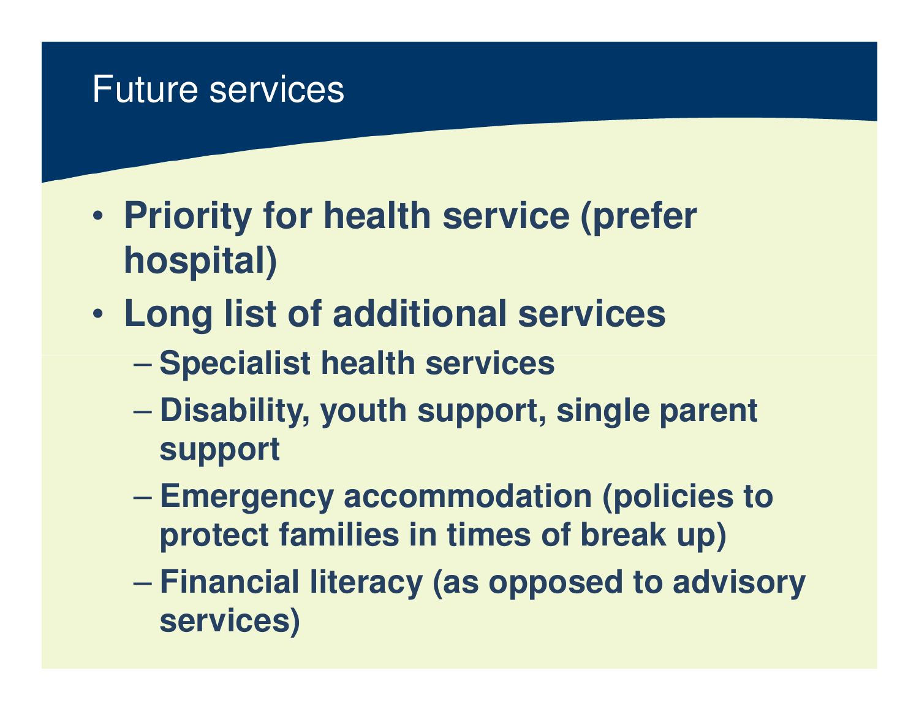# Future services

- **Priority for health service (prefer hospital)**
- **Long list of additional services**
  - **Specialist health services**
  - **Disability, youth support, single parent support**
  - **Emergency accommodation (policies to protect families in times of break up)**
  - **Financial literacy (as opposed to advisory services)**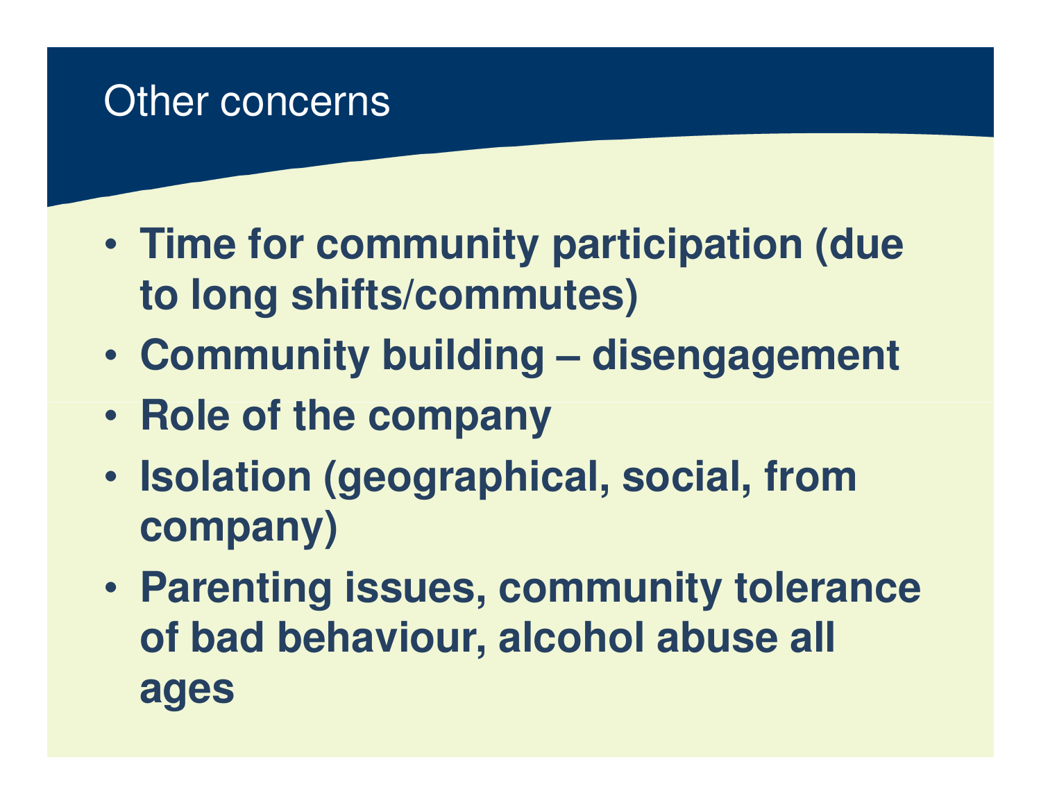# Other concerns

- **Time for community participation (due to long shifts/commutes)**
- **Community building – disengagement**
- **Role of the company**
- **Isolation (geographical, social, from company)**
- **Parenting issues, community tolerance of bad behaviour, alcohol abuse all ages**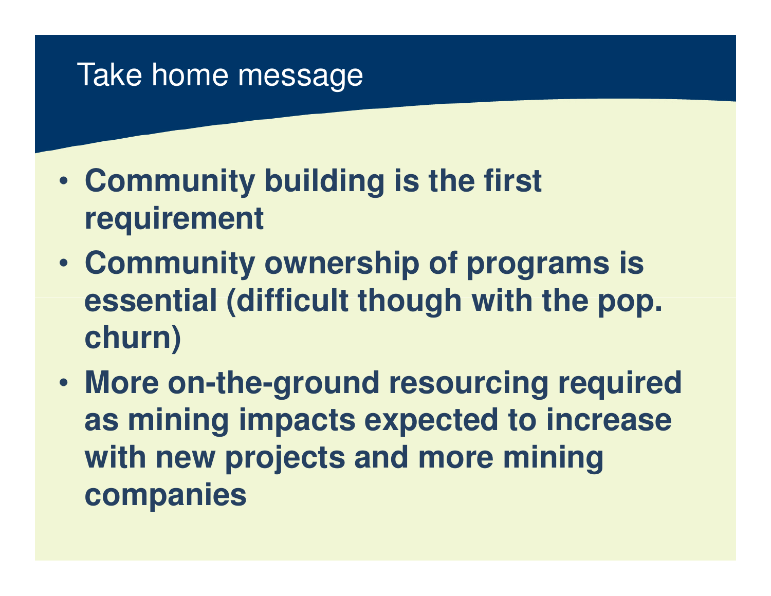# Take home message

- **Community building is the first requirement**
- **Community ownership of programs is essential (difficult though with the pop. churn)**
- **More on-the-ground resourcing required as mining impacts expected to increase with new projects and more mining companies**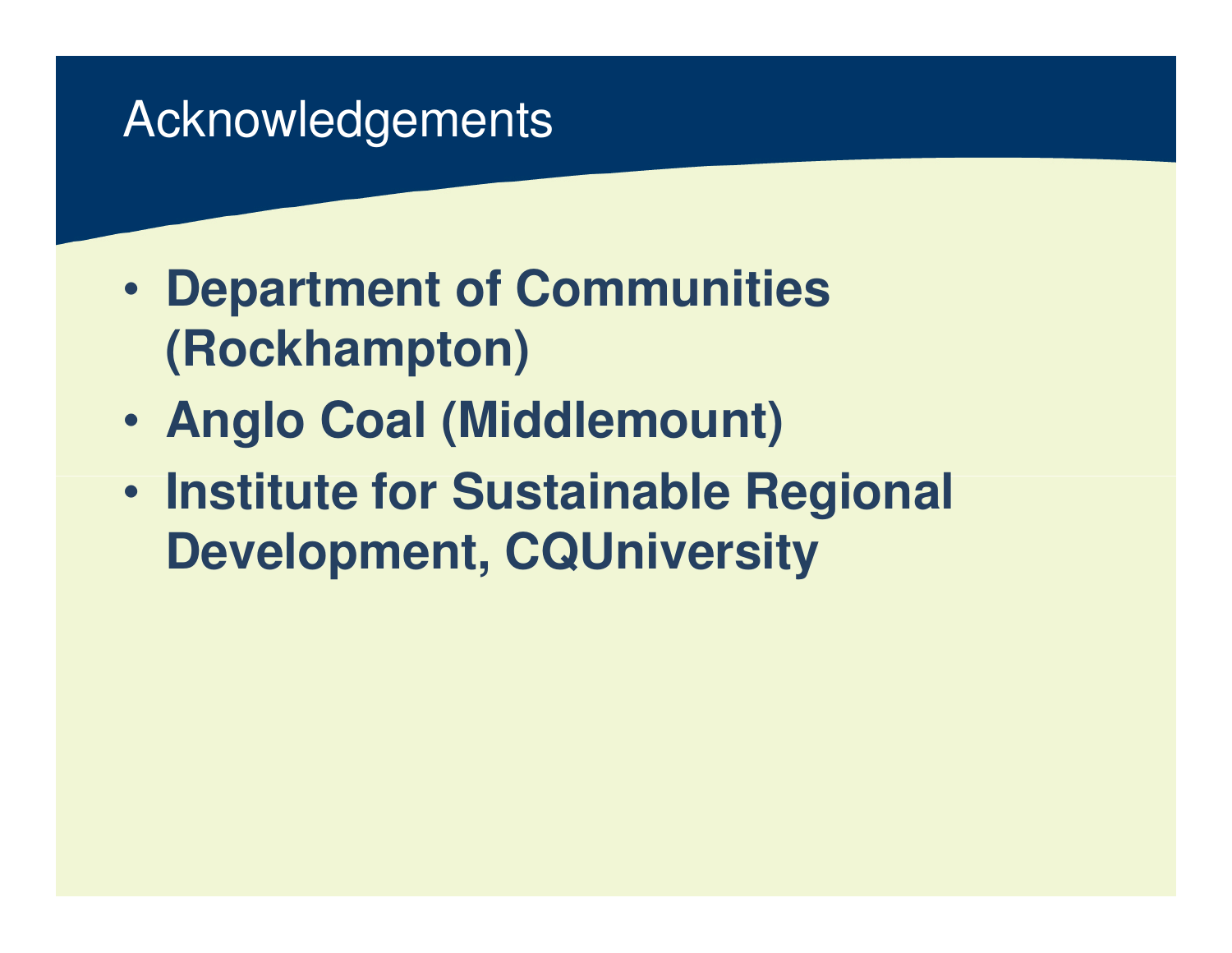# Acknowledgements

- **Department of Communities (Rockhampton)**
- **Anglo Coal (Middlemount)**
- **Institute for Sustainable Regional Development, CQUniversity**